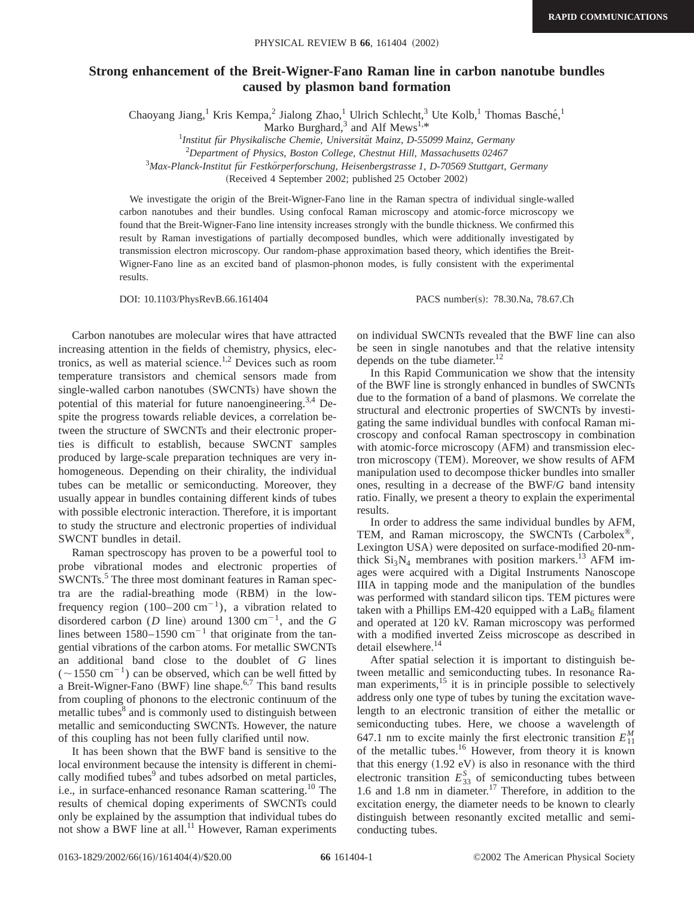# Strong enhancement of the Breit-Wigner-Fano Raman line in carbon nanotube bundles caused by plasmon band formation

Chaoyang Jiang,[1] Kris Kempa,[2] Jialong Zhao,[1] Ulrich Schlecht,[3] Ute Kolb,[1] Thomas Basché,[1] Marko Burghard,[3] and Alf Mews[1,*]

[1] *Institut für Physikalische Chemie, Universität Mainz, D-55099 Mainz, Germany*

[2] *Department of Physics, Boston College, Chestnut Hill, Massachusetts 02467*

[3] *Max-Planck-Institut für Festkörperforschung, Heisenbergstrasse 1, D-70569 Stuttgart, Germany*

(Received 4 September 2002; published 25 October 2002)

We investigate the origin of the Breit-Wigner-Fano line in the Raman spectra of individual single-walled carbon nanotubes and their bundles. Using confocal Raman microscopy and atomic-force microscopy we found that the Breit-Wigner-Fano line intensity increases strongly with the bundle thickness. We confirmed this result by Raman investigations of partially decomposed bundles, which were additionally investigated by transmission electron microscopy. Our random-phase approximation based theory, which identifies the Breit-Wigner-Fano line as an excited band of plasmon-phonon modes, is fully consistent with the experimental results.

DOI: 10.1103/PhysRevB.66.161404 PACS number(s): 78.30.Na, 78.67.Ch

Carbon nanotubes are molecular wires that have attracted increasing attention in the fields of chemistry, physics, electronics, as well as material science.[1,2] Devices such as room temperature transistors and chemical sensors made from single-walled carbon nanotubes (SWCNTs) have shown the potential of this material for future nanoengineering.[3,4] Despite the progress towards reliable devices, a correlation between the structure of SWCNTs and their electronic properties is difficult to establish, because SWCNT samples produced by large-scale preparation techniques are very inhomogeneous. Depending on their chirality, the individual tubes can be metallic or semiconducting. Moreover, they usually appear in bundles containing different kinds of tubes with possible electronic interaction. Therefore, it is important to study the structure and electronic properties of individual SWCNT bundles in detail.

Raman spectroscopy has proven to be a powerful tool to probe vibrational modes and electronic properties of SWCNTs.[5] The three most dominant features in Raman spectra are the radial-breathing mode (RBM) in the low-frequency region ($100$–$200\ \mathrm{cm}^{-1}$), a vibration related to disordered carbon ($D$ line) around $1300\ \mathrm{cm}^{-1}$, and the $G$ lines between $1580$–$1590\ \mathrm{cm}^{-1}$ that originate from the tangential vibrations of the carbon atoms. For metallic SWCNTs an additional band close to the doublet of $G$ lines ($\sim 1550\ \mathrm{cm}^{-1}$) can be observed, which can be well fitted by a Breit-Wigner-Fano (BWF) line shape.[6,7] This band results from coupling of phonons to the electronic continuum of the metallic tubes[8] and is commonly used to distinguish between metallic and semiconducting SWCNTs. However, the nature of this coupling has not been fully clarified until now.

It has been shown that the BWF band is sensitive to the local environment because the intensity is different in chemically modified tubes[9] and tubes adsorbed on metal particles, i.e., in surface-enhanced resonance Raman scattering.[10] The results of chemical doping experiments of SWCNTs could only be explained by the assumption that individual tubes do not show a BWF line at all.[11] However, Raman experiments on individual SWCNTs revealed that the BWF line can also be seen in single nanotubes and that the relative intensity depends on the tube diameter.[12]

In this Rapid Communication we show that the intensity of the BWF line is strongly enhanced in bundles of SWCNTs due to the formation of a band of plasmons. We correlate the structural and electronic properties of SWCNTs by investigating the same individual bundles with confocal Raman microscopy and confocal Raman spectroscopy in combination with atomic-force microscopy (AFM) and transmission electron microscopy (TEM). Moreover, we show results of AFM manipulation used to decompose thicker bundles into smaller ones, resulting in a decrease of the BWF/$G$ band intensity ratio. Finally, we present a theory to explain the experimental results.

In order to address the same individual bundles by AFM, TEM, and Raman microscopy, the SWCNTs (Carbolex®, Lexington USA) were deposited on surface-modified 20-nm-thick $\mathrm{Si_3N_4}$ membranes with position markers.[13] AFM images were acquired with a Digital Instruments Nanoscope IIIA in tapping mode and the manipulation of the bundles was performed with standard silicon tips. TEM pictures were taken with a Phillips EM-420 equipped with a $\mathrm{LaB_6}$ filament and operated at 120 kV. Raman microscopy was performed with a modified inverted Zeiss microscope as described in detail elsewhere.[14]

After spatial selection it is important to distinguish between metallic and semiconducting tubes. In resonance Raman experiments,[15] it is in principle possible to selectively address only one type of tubes by tuning the excitation wavelength to an electronic transition of either the metallic or semiconducting tubes. Here, we choose a wavelength of 647.1 nm to excite mainly the first electronic transition $E_{11}^{M}$ of the metallic tubes.[16] However, from theory it is known that this energy (1.92 eV) is also in resonance with the third electronic transition $E_{33}^{S}$ of semiconducting tubes between 1.6 and 1.8 nm in diameter.[17] Therefore, in addition to the excitation energy, the diameter needs to be known to clearly distinguish between resonantly excited metallic and semiconducting tubes.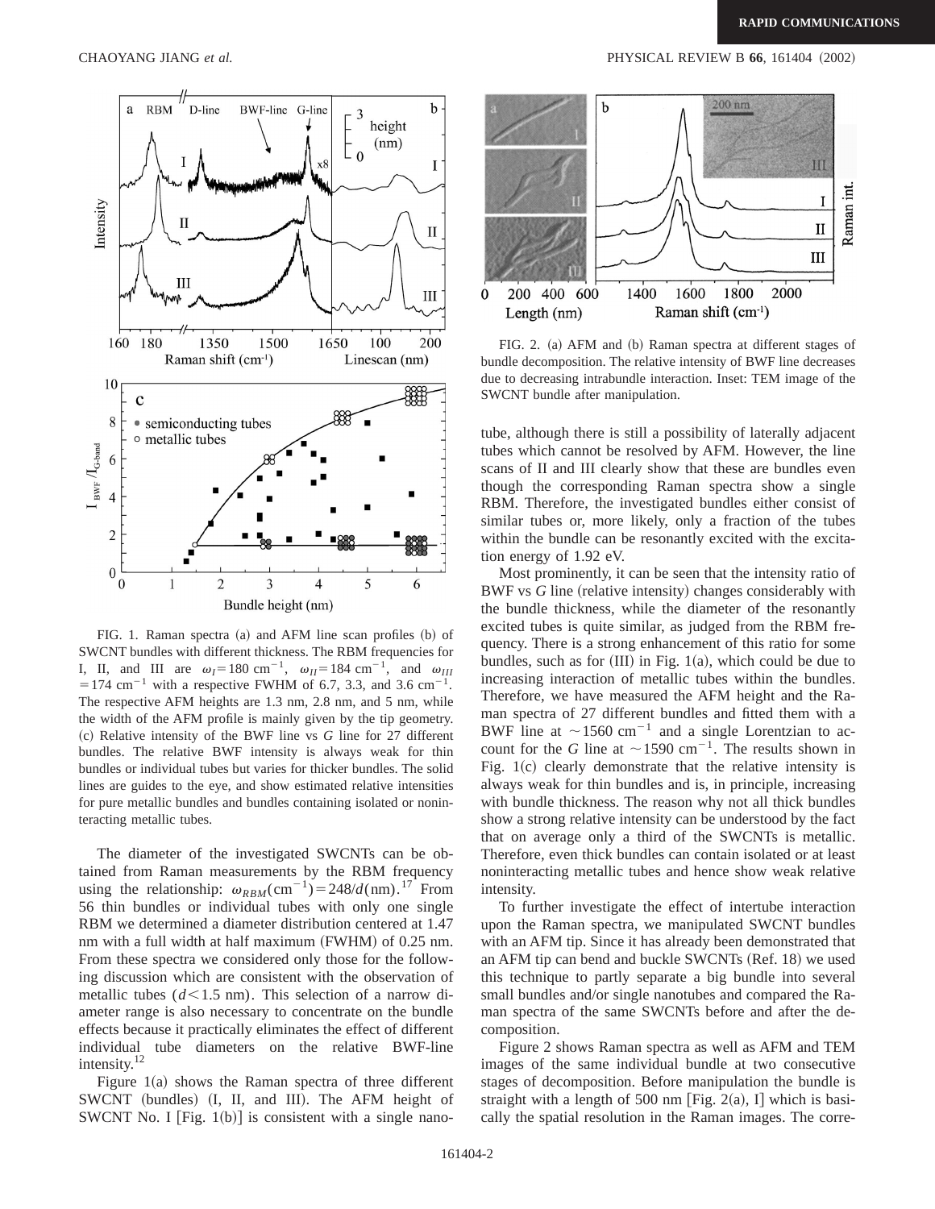FIG. 1. Raman spectra (a) and AFM line scan profiles (b) of SWCNT bundles with different thickness. The RBM frequencies for I, II, and III are $\omega_I = 180\ \mathrm{cm}^{-1}$, $\omega_{II} = 184\ \mathrm{cm}^{-1}$, and $\omega_{III} = 174\ \mathrm{cm}^{-1}$ with a respective FWHM of 6.7, 3.3, and 3.6 $\mathrm{cm}^{-1}$. The respective AFM heights are 1.3 nm, 2.8 nm, and 5 nm, while the width of the AFM profile is mainly given by the tip geometry. (c) Relative intensity of the BWF line vs $G$ line for 27 different bundles. The relative BWF intensity is always weak for thin bundles or individual tubes but varies for thicker bundles. The solid lines are guides to the eye, and show estimated relative intensities for pure metallic bundles and bundles containing isolated or noninteracting metallic tubes.

The diameter of the investigated SWCNTs can be obtained from Raman measurements by the RBM frequency using the relationship: $\omega_{RBM}(\mathrm{cm}^{-1}) = 248/d(\mathrm{nm})$.[17] From 56 thin bundles or individual tubes with only one single RBM we determined a diameter distribution centered at 1.47 nm with a full width at half maximum (FWHM) of 0.25 nm. From these spectra we considered only those for the following discussion which are consistent with the observation of metallic tubes ($d < 1.5$ nm). This selection of a narrow diameter range is also necessary to concentrate on the bundle effects because it practically eliminates the effect of different individual tube diameters on the relative BWF-line intensity.[12]

Figure 1(a) shows the Raman spectra of three different SWCNT (bundles) (I, II, and III). The AFM height of SWCNT No. I [Fig. 1(b)] is consistent with a single nanotube, although there is still a possibility of laterally adjacent tubes which cannot be resolved by AFM. However, the line scans of II and III clearly show that these are bundles even though the corresponding Raman spectra show a single RBM. Therefore, the investigated bundles either consist of similar tubes or, more likely, only a fraction of the tubes within the bundle can be resonantly excited with the excitation energy of 1.92 eV.

Most prominently, it can be seen that the intensity ratio of BWF vs $G$ line (relative intensity) changes considerably with the bundle thickness, while the diameter of the resonantly excited tubes is quite similar, as judged from the RBM frequency. There is a strong enhancement of this ratio for some bundles, such as for (III) in Fig. 1(a), which could be due to increasing interaction of metallic tubes within the bundles. Therefore, we have measured the AFM height and the Raman spectra of 27 different bundles and fitted them with a BWF line at $\sim 1560\ \mathrm{cm}^{-1}$ and a single Lorentzian to account for the $G$ line at $\sim 1590\ \mathrm{cm}^{-1}$. The results shown in Fig. 1(c) clearly demonstrate that the relative intensity is always weak for thin bundles and is, in principle, increasing with bundle thickness. The reason why not all thick bundles show a strong relative intensity can be understood by the fact that on average only a third of the SWCNTs is metallic. Therefore, even thick bundles can contain isolated or at least noninteracting metallic tubes and hence show weak relative intensity.

To further investigate the effect of intertube interaction upon the Raman spectra, we manipulated SWCNT bundles with an AFM tip. Since it has already been demonstrated that an AFM tip can bend and buckle SWCNTs (Ref. 18) we used this technique to partly separate a big bundle into several small bundles and/or single nanotubes and compared the Raman spectra of the same SWCNTs before and after the decomposition.

Figure 2 shows Raman spectra as well as AFM and TEM images of the same individual bundle at two consecutive stages of decomposition. Before manipulation the bundle is straight with a length of 500 nm [Fig. 2(a), I] which is basically the spatial resolution in the Raman images. The corre-

FIG. 2. (a) AFM and (b) Raman spectra at different stages of bundle decomposition. The relative intensity of BWF line decreases due to decreasing intrabundle interaction. Inset: TEM image of the SWCNT bundle after manipulation.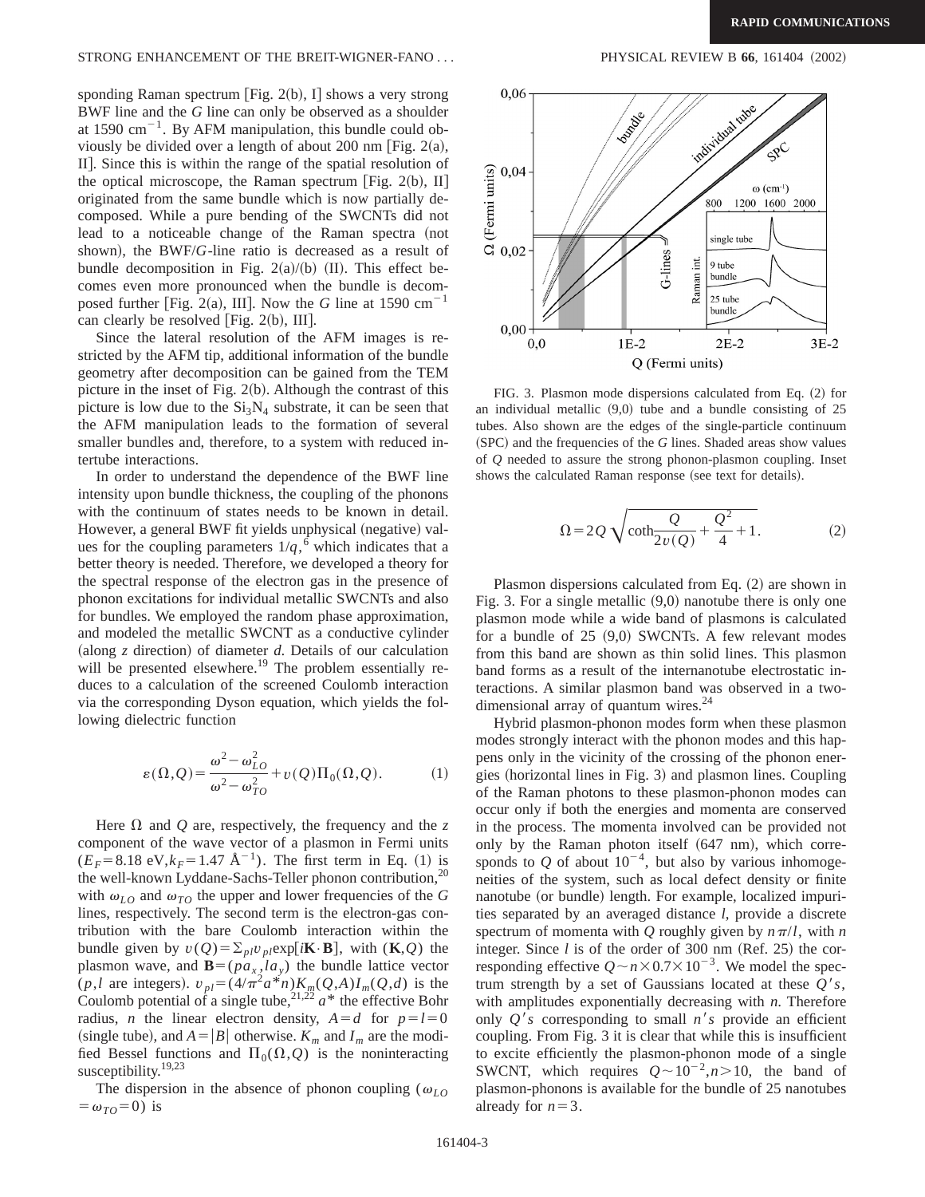sponding Raman spectrum [Fig. 2(b), I] shows a very strong BWF line and the *G* line can only be observed as a shoulder at 1590 $\mathrm{cm}^{-1}$. By AFM manipulation, this bundle could obviously be divided over a length of about 200 nm [Fig. 2(a), II]. Since this is within the range of the spatial resolution of the optical microscope, the Raman spectrum [Fig. 2(b), II] originated from the same bundle which is now partially decomposed. While a pure bending of the SWCNTs did not lead to a noticeable change of the Raman spectra (not shown), the BWF/*G*-line ratio is decreased as a result of bundle decomposition in Fig. 2(a)/(b) (II). This effect becomes even more pronounced when the bundle is decomposed further [Fig. 2(a), III]. Now the *G* line at 1590 $\mathrm{cm}^{-1}$ can clearly be resolved [Fig. 2(b), III].

Since the lateral resolution of the AFM images is restricted by the AFM tip, additional information of the bundle geometry after decomposition can be gained from the TEM picture in the inset of Fig. 2(b). Although the contrast of this picture is low due to the $Si_3N_4$ substrate, it can be seen that the AFM manipulation leads to the formation of several smaller bundles and, therefore, to a system with reduced intertube interactions.

In order to understand the dependence of the BWF line intensity upon bundle thickness, the coupling of the phonons with the continuum of states needs to be known in detail. However, a general BWF fit yields unphysical (negative) values for the coupling parameters $1/q$,[6] which indicates that a better theory is needed. Therefore, we developed a theory for the spectral response of the electron gas in the presence of phonon excitations for individual metallic SWCNTs and also for bundles. We employed the random phase approximation, and modeled the metallic SWCNT as a conductive cylinder (along *z* direction) of diameter *d*. Details of our calculation will be presented elsewhere.[19] The problem essentially reduces to a calculation of the screened Coulomb interaction via the corresponding Dyson equation, which yields the following dielectric function

$$\varepsilon(\Omega,Q)=\frac{\omega^2-\omega_{LO}^2}{\omega^2-\omega_{TO}^2}+v(Q)\Pi_0(\Omega,Q). \tag{1}$$

Here $\Omega$ and $Q$ are, respectively, the frequency and the *z* component of the wave vector of a plasmon in Fermi units ($E_F=8.18$ eV,$k_F=1.47$ Å$^{-1}$). The first term in Eq. (1) is the well-known Lyddane-Sachs-Teller phonon contribution,[20] with $\omega_{LO}$ and $\omega_{TO}$ the upper and lower frequencies of the *G* lines, respectively. The second term is the electron-gas contribution with the bare Coulomb interaction within the bundle given by $v(Q)=\Sigma_{pl}v_{pl}\exp[i\mathbf{K}\cdot\mathbf{B}]$, with $(\mathbf{K},Q)$ the plasmon wave, and $\mathbf{B}=(pa_x,la_y)$ the bundle lattice vector ($p,l$ are integers). $v_{pl}=(4/\pi^2a^*n)K_m(Q,A)I_m(Q,d)$ is the Coulomb potential of a single tube,[21,22] $a^*$ the effective Bohr radius, *n* the linear electron density, $A=d$ for $p=l=0$ (single tube), and $A=|B|$ otherwise. $K_m$ and $I_m$ are the modified Bessel functions and $\Pi_0(\Omega,Q)$ is the noninteracting susceptibility.[19,23]

The dispersion in the absence of phonon coupling ($\omega_{LO}=\omega_{TO}=0$) is

$$\Omega=2Q\sqrt{\coth\frac{Q}{2v(Q)}+\frac{Q^2}{4}+1}. \tag{2}$$

FIG. 3. Plasmon mode dispersions calculated from Eq. (2) for an individual metallic (9,0) tube and a bundle consisting of 25 tubes. Also shown are the edges of the single-particle continuum (SPC) and the frequencies of the *G* lines. Shaded areas show values of *Q* needed to assure the strong phonon-plasmon coupling. Inset shows the calculated Raman response (see text for details).

Plasmon dispersions calculated from Eq. (2) are shown in Fig. 3. For a single metallic (9,0) nanotube there is only one plasmon mode while a wide band of plasmons is calculated for a bundle of 25 (9,0) SWCNTs. A few relevant modes from this band are shown as thin solid lines. This plasmon band forms as a result of the internanotube electrostatic interactions. A similar plasmon band was observed in a two-dimensional array of quantum wires.[24]

Hybrid plasmon-phonon modes form when these plasmon modes strongly interact with the phonon modes and this happens only in the vicinity of the crossing of the phonon energies (horizontal lines in Fig. 3) and plasmon lines. Coupling of the Raman photons to these plasmon-phonon modes can occur only if both the energies and momenta are conserved in the process. The momenta involved can be provided not only by the Raman photon itself (647 nm), which corresponds to *Q* of about $10^{-4}$, but also by various inhomogeneities of the system, such as local defect density or finite nanotube (or bundle) length. For example, localized impurities separated by an averaged distance *l*, provide a discrete spectrum of momenta with *Q* roughly given by $n\pi/l$, with *n* integer. Since *l* is of the order of 300 nm (Ref. 25) the corresponding effective $Q\sim n\times0.7\times10^{-3}$. We model the spectrum strength by a set of Gaussians located at these $Q'$s, with amplitudes exponentially decreasing with *n*. Therefore only $Q'$s corresponding to small $n'$s provide an efficient coupling. From Fig. 3 it is clear that while this is insufficient to excite efficiently the plasmon-phonon mode of a single SWCNT, which requires $Q\sim10^{-2},n>10$, the band of plasmon-phonons is available for the bundle of 25 nanotubes already for $n=3$.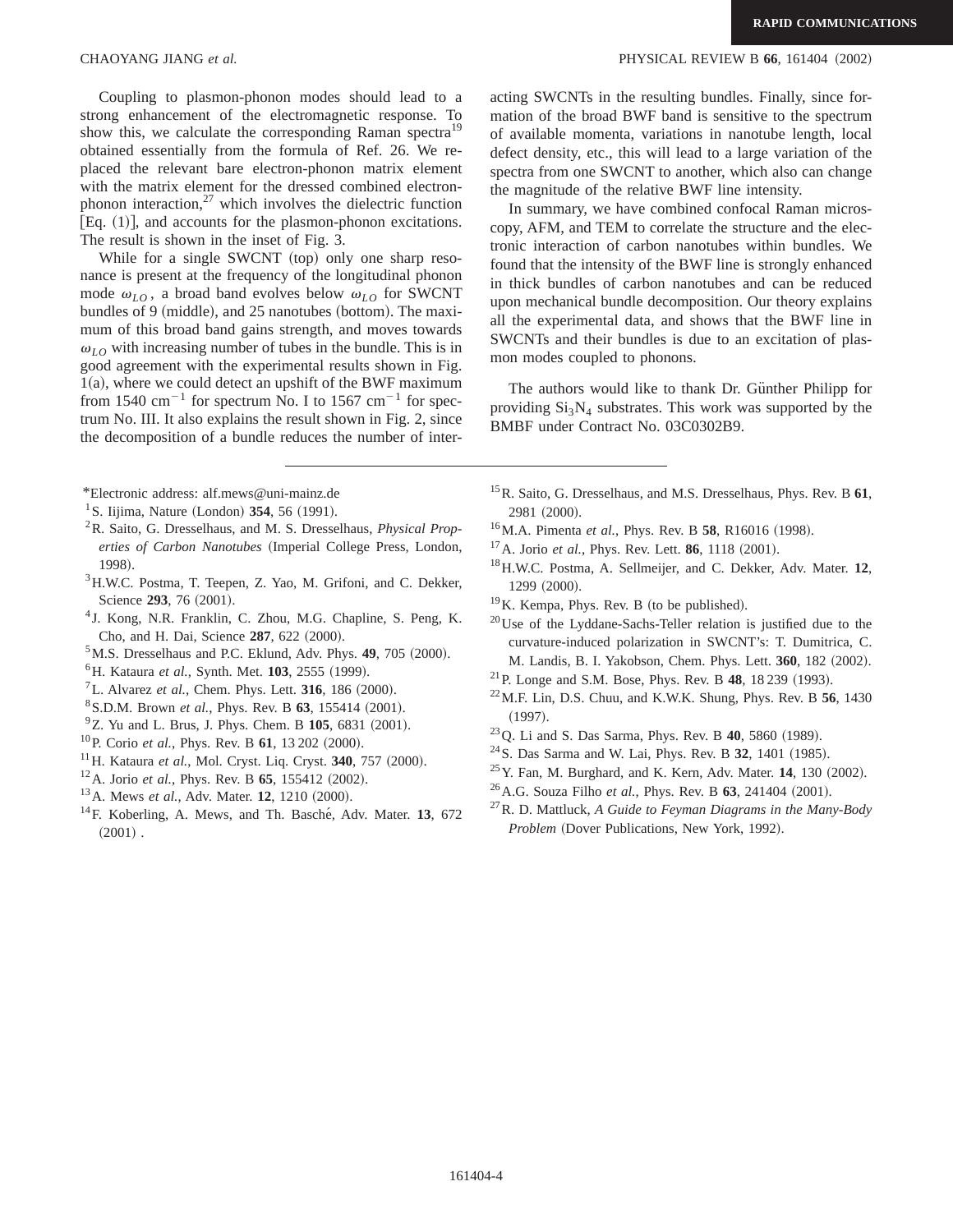Coupling to plasmon-phonon modes should lead to a strong enhancement of the electromagnetic response. To show this, we calculate the corresponding Raman spectra[19] obtained essentially from the formula of Ref. 26. We replaced the relevant bare electron-phonon matrix element with the matrix element for the dressed combined electron-phonon interaction,[27] which involves the dielectric function [Eq. (1)], and accounts for the plasmon-phonon excitations. The result is shown in the inset of Fig. 3.

While for a single SWCNT (top) only one sharp resonance is present at the frequency of the longitudinal phonon mode $\omega_{LO}$, a broad band evolves below $\omega_{LO}$ for SWCNT bundles of 9 (middle), and 25 nanotubes (bottom). The maximum of this broad band gains strength, and moves towards $\omega_{LO}$ with increasing number of tubes in the bundle. This is in good agreement with the experimental results shown in Fig. 1(a), where we could detect an upshift of the BWF maximum from 1540 $\mathrm{cm}^{-1}$ for spectrum No. I to 1567 $\mathrm{cm}^{-1}$ for spectrum No. III. It also explains the result shown in Fig. 2, since the decomposition of a bundle reduces the number of interacting SWCNTs in the resulting bundles. Finally, since formation of the broad BWF band is sensitive to the spectrum of available momenta, variations in nanotube length, local defect density, etc., this will lead to a large variation of the spectra from one SWCNT to another, which also can change the magnitude of the relative BWF line intensity.

In summary, we have combined confocal Raman microscopy, AFM, and TEM to correlate the structure and the electronic interaction of carbon nanotubes within bundles. We found that the intensity of the BWF line is strongly enhanced in thick bundles of carbon nanotubes and can be reduced upon mechanical bundle decomposition. Our theory explains all the experimental data, and shows that the BWF line in SWCNTs and their bundles is due to an excitation of plasmon modes coupled to phonons.

The authors would like to thank Dr. Günther Philipp for providing $Si_3N_4$ substrates. This work was supported by the BMBF under Contract No. 03C0302B9.

---

*Electronic address: alf.mews@uni-mainz.de

[1] S. Iijima, Nature (London) **354**, 56 (1991).

[2] R. Saito, G. Dresselhaus, and M. S. Dresselhaus, *Physical Properties of Carbon Nanotubes* (Imperial College Press, London, 1998).

[3] H.W.C. Postma, T. Teepen, Z. Yao, M. Grifoni, and C. Dekker, Science **293**, 76 (2001).

[4] J. Kong, N.R. Franklin, C. Zhou, M.G. Chapline, S. Peng, K. Cho, and H. Dai, Science **287**, 622 (2000).

[5] M.S. Dresselhaus and P.C. Eklund, Adv. Phys. **49**, 705 (2000).

[6] H. Kataura *et al.*, Synth. Met. **103**, 2555 (1999).

[7] L. Alvarez *et al.*, Chem. Phys. Lett. **316**, 186 (2000).

[8] S.D.M. Brown *et al.*, Phys. Rev. B **63**, 155414 (2001).

[9] Z. Yu and L. Brus, J. Phys. Chem. B **105**, 6831 (2001).

[10] P. Corio *et al.*, Phys. Rev. B **61**, 13 202 (2000).

[11] H. Kataura *et al.*, Mol. Cryst. Liq. Cryst. **340**, 757 (2000).

[12] A. Jorio *et al.*, Phys. Rev. B **65**, 155412 (2002).

[13] A. Mews *et al.*, Adv. Mater. **12**, 1210 (2000).

[14] F. Koberling, A. Mews, and Th. Basché, Adv. Mater. **13**, 672 (2001) .

[15] R. Saito, G. Dresselhaus, and M.S. Dresselhaus, Phys. Rev. B **61**, 2981 (2000).

[16] M.A. Pimenta *et al.*, Phys. Rev. B **58**, R16016 (1998).

[17] A. Jorio *et al.*, Phys. Rev. Lett. **86**, 1118 (2001).

[18] H.W.C. Postma, A. Sellmeijer, and C. Dekker, Adv. Mater. **12**, 1299 (2000).

[19] K. Kempa, Phys. Rev. B (to be published).

[20] Use of the Lyddane-Sachs-Teller relation is justified due to the curvature-induced polarization in SWCNT's: T. Dumitrica, C. M. Landis, B. I. Yakobson, Chem. Phys. Lett. **360**, 182 (2002).

[21] P. Longe and S.M. Bose, Phys. Rev. B **48**, 18 239 (1993).

[22] M.F. Lin, D.S. Chuu, and K.W.K. Shung, Phys. Rev. B **56**, 1430 (1997).

[23] Q. Li and S. Das Sarma, Phys. Rev. B **40**, 5860 (1989).

[24] S. Das Sarma and W. Lai, Phys. Rev. B **32**, 1401 (1985).

[25] Y. Fan, M. Burghard, and K. Kern, Adv. Mater. **14**, 130 (2002).

[26] A.G. Souza Filho *et al.*, Phys. Rev. B **63**, 241404 (2001).

[27] R. D. Mattluck, *A Guide to Feyman Diagrams in the Many-Body Problem* (Dover Publications, New York, 1992).